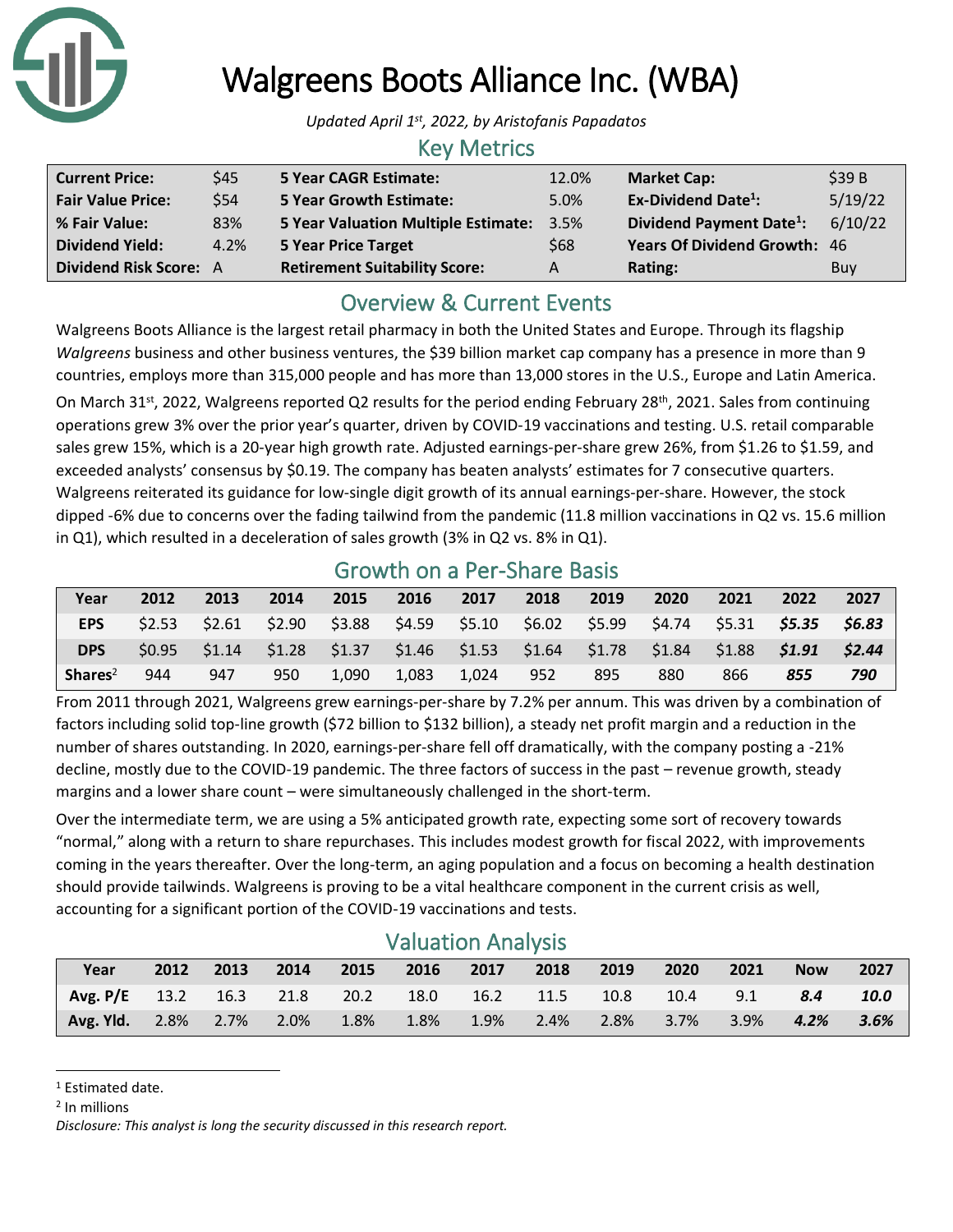# Walgreens Boots Alliance Inc. (WBA)

*Updated April 1st, 2022, by Aristofanis Papadatos*

## Key Metrics

| | | | | | |
|---|---|---|---|---|---|
| **Current Price:** | $45 | **5 Year CAGR Estimate:** | 12.0% | **Market Cap:** | $39 B |
| **Fair Value Price:** | $54 | **5 Year Growth Estimate:** | 5.0% | **Ex-Dividend Date[1]:** | 5/19/22 |
| **% Fair Value:** | 83% | **5 Year Valuation Multiple Estimate:** | 3.5% | **Dividend Payment Date[1]:** | 6/10/22 |
| **Dividend Yield:** | 4.2% | **5 Year Price Target** | $68 | **Years Of Dividend Growth:** | 46 |
| **Dividend Risk Score:** | A | **Retirement Suitability Score:** | A | **Rating:** | Buy |

## Overview & Current Events

Walgreens Boots Alliance is the largest retail pharmacy in both the United States and Europe. Through its flagship *Walgreens* business and other business ventures, the $39 billion market cap company has a presence in more than 9 countries, employs more than 315,000 people and has more than 13,000 stores in the U.S., Europe and Latin America.

On March 31st, 2022, Walgreens reported Q2 results for the period ending February 28th, 2021. Sales from continuing operations grew 3% over the prior year's quarter, driven by COVID-19 vaccinations and testing. U.S. retail comparable sales grew 15%, which is a 20-year high growth rate. Adjusted earnings-per-share grew 26%, from $1.26 to $1.59, and exceeded analysts' consensus by $0.19. The company has beaten analysts' estimates for 7 consecutive quarters. Walgreens reiterated its guidance for low-single digit growth of its annual earnings-per-share. However, the stock dipped -6% due to concerns over the fading tailwind from the pandemic (11.8 million vaccinations in Q2 vs. 15.6 million in Q1), which resulted in a deceleration of sales growth (3% in Q2 vs. 8% in Q1).

## Growth on a Per-Share Basis

| Year | 2012 | 2013 | 2014 | 2015 | 2016 | 2017 | 2018 | 2019 | 2020 | 2021 | 2022 | 2027 |
|---|---|---|---|---|---|---|---|---|---|---|---|---|
| **EPS** | $2.53 | $2.61 | $2.90 | $3.88 | $4.59 | $5.10 | $6.02 | $5.99 | $4.74 | $5.31 | ***$5.35*** | ***$6.83*** |
| **DPS** | $0.95 | $1.14 | $1.28 | $1.37 | $1.46 | $1.53 | $1.64 | $1.78 | $1.84 | $1.88 | ***$1.91*** | ***$2.44*** |
| **Shares[2]** | 944 | 947 | 950 | 1,090 | 1,083 | 1,024 | 952 | 895 | 880 | 866 | ***855*** | ***790*** |

From 2011 through 2021, Walgreens grew earnings-per-share by 7.2% per annum. This was driven by a combination of factors including solid top-line growth ($72 billion to $132 billion), a steady net profit margin and a reduction in the number of shares outstanding. In 2020, earnings-per-share fell off dramatically, with the company posting a -21% decline, mostly due to the COVID-19 pandemic. The three factors of success in the past – revenue growth, steady margins and a lower share count – were simultaneously challenged in the short-term.

Over the intermediate term, we are using a 5% anticipated growth rate, expecting some sort of recovery towards "normal," along with a return to share repurchases. This includes modest growth for fiscal 2022, with improvements coming in the years thereafter. Over the long-term, an aging population and a focus on becoming a health destination should provide tailwinds. Walgreens is proving to be a vital healthcare component in the current crisis as well, accounting for a significant portion of the COVID-19 vaccinations and tests.

## Valuation Analysis

| Year | 2012 | 2013 | 2014 | 2015 | 2016 | 2017 | 2018 | 2019 | 2020 | 2021 | Now | 2027 |
|---|---|---|---|---|---|---|---|---|---|---|---|---|
| **Avg. P/E** | 13.2 | 16.3 | 21.8 | 20.2 | 18.0 | 16.2 | 11.5 | 10.8 | 10.4 | 9.1 | ***8.4*** | ***10.0*** |
| **Avg. Yld.** | 2.8% | 2.7% | 2.0% | 1.8% | 1.8% | 1.9% | 2.4% | 2.8% | 3.7% | 3.9% | ***4.2%*** | ***3.6%*** |

[1] Estimated date.

[2] In millions

*Disclosure: This analyst is long the security discussed in this research report.*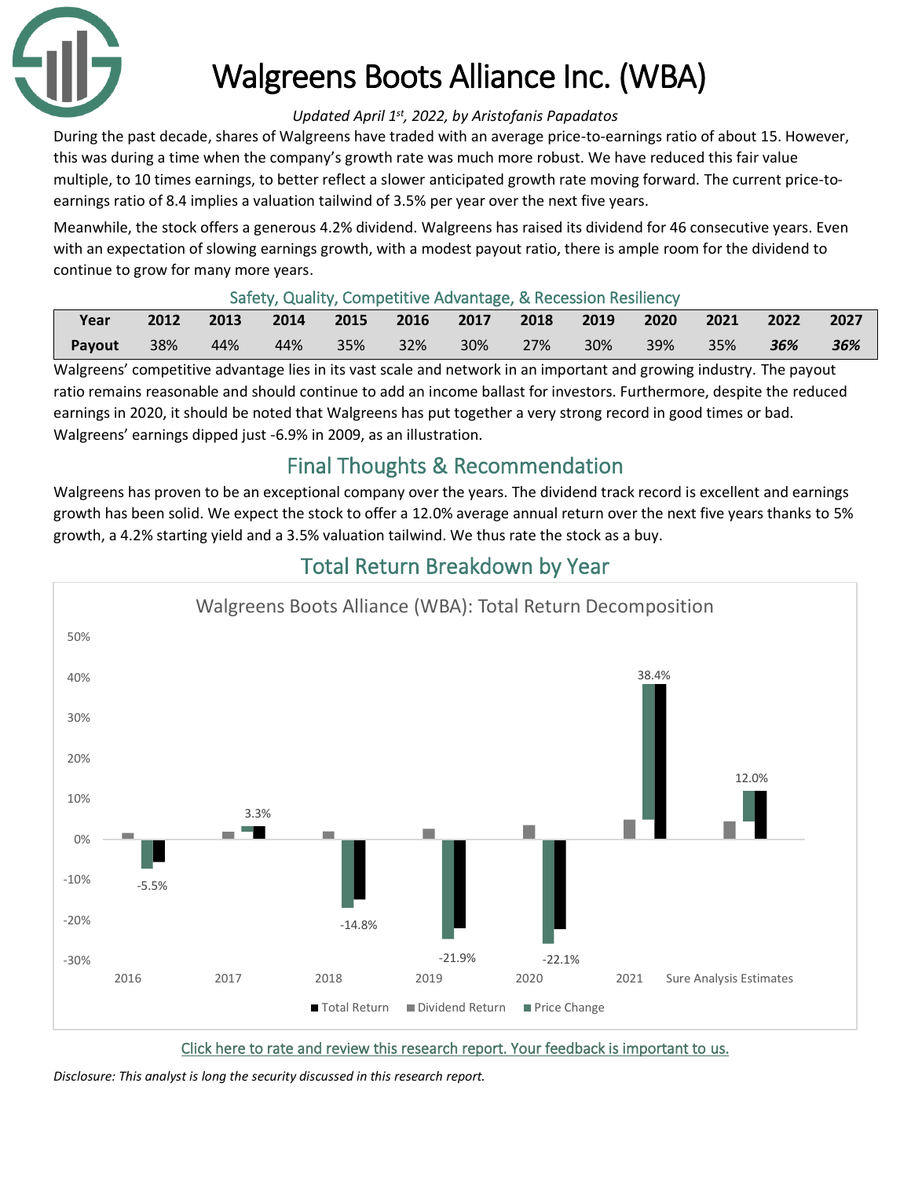# Walgreens Boots Alliance Inc. (WBA)

*Updated April 1st, 2022, by Aristofanis Papadatos*

During the past decade, shares of Walgreens have traded with an average price-to-earnings ratio of about 15. However, this was during a time when the company's growth rate was much more robust. We have reduced this fair value multiple, to 10 times earnings, to better reflect a slower anticipated growth rate moving forward. The current price-to-earnings ratio of 8.4 implies a valuation tailwind of 3.5% per year over the next five years.

Meanwhile, the stock offers a generous 4.2% dividend. Walgreens has raised its dividend for 46 consecutive years. Even with an expectation of slowing earnings growth, with a modest payout ratio, there is ample room for the dividend to continue to grow for many more years.

## Safety, Quality, Competitive Advantage, & Recession Resiliency

| Year | 2012 | 2013 | 2014 | 2015 | 2016 | 2017 | 2018 | 2019 | 2020 | 2021 | 2022 | 2027 |
|---|---|---|---|---|---|---|---|---|---|---|---|---|
| Payout | 38% | 44% | 44% | 35% | 32% | 30% | 27% | 30% | 39% | 35% | ***36%*** | ***36%*** |

Walgreens' competitive advantage lies in its vast scale and network in an important and growing industry. The payout ratio remains reasonable and should continue to add an income ballast for investors. Furthermore, despite the reduced earnings in 2020, it should be noted that Walgreens has put together a very strong record in good times or bad. Walgreens' earnings dipped just -6.9% in 2009, as an illustration.

## Final Thoughts & Recommendation

Walgreens has proven to be an exceptional company over the years. The dividend track record is excellent and earnings growth has been solid. We expect the stock to offer a 12.0% average annual return over the next five years thanks to 5% growth, a 4.2% starting yield and a 3.5% valuation tailwind. We thus rate the stock as a buy.

## Total Return Breakdown by Year

Walgreens Boots Alliance (WBA): Total Return Decomposition

| | 2016 | 2017 | 2018 | 2019 | 2020 | 2021 | Sure Analysis Estimates |
|---|---|---|---|---|---|---|---|
| Total Return | -5.5% | 3.3% | -14.8% | -21.9% | -22.1% | 38.4% | 12.0% |

Click here to rate and review this research report. Your feedback is important to us.

*Disclosure: This analyst is long the security discussed in this research report.*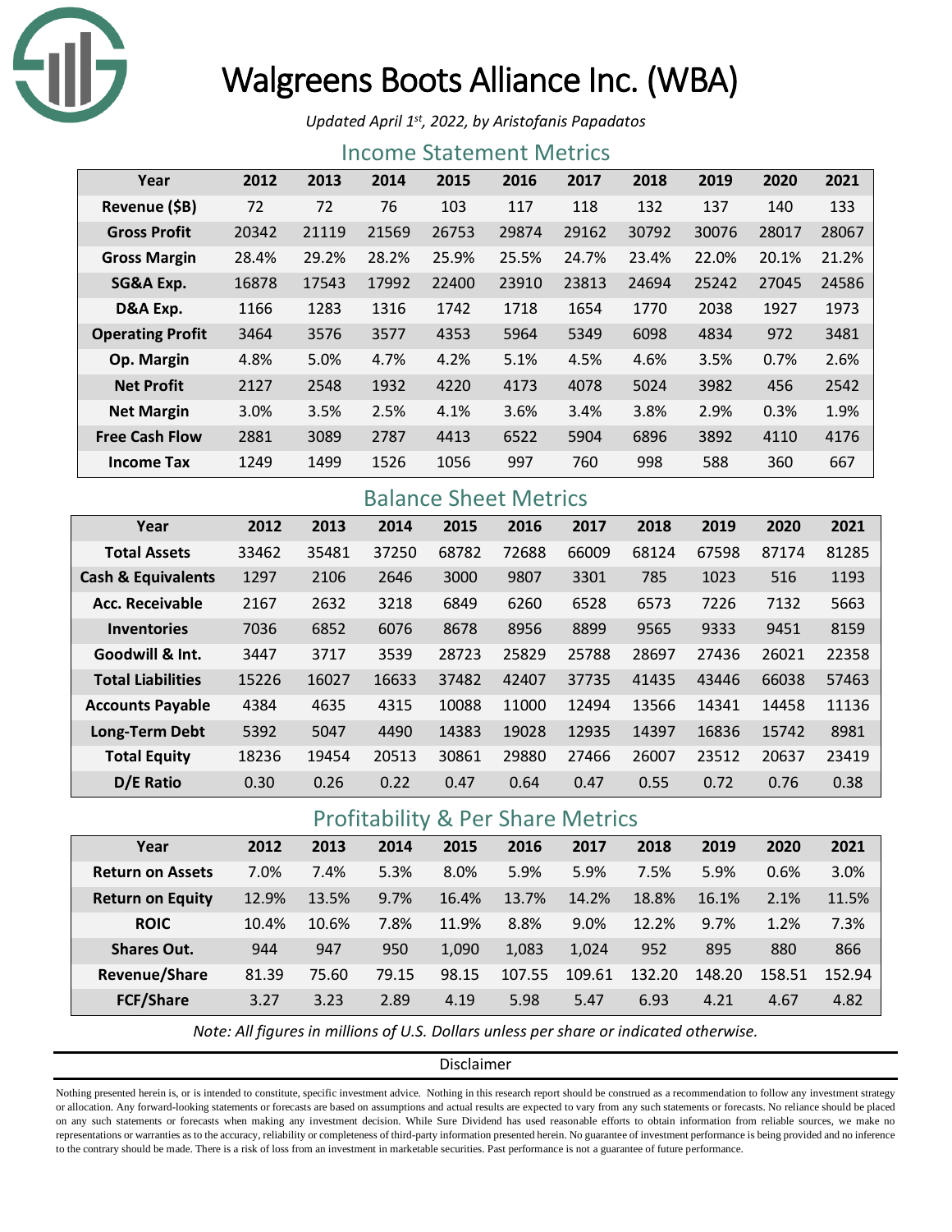# Walgreens Boots Alliance Inc. (WBA)

*Updated April 1st, 2022, by Aristofanis Papadatos*

## Income Statement Metrics

| Year | 2012 | 2013 | 2014 | 2015 | 2016 | 2017 | 2018 | 2019 | 2020 | 2021 |
|---|---|---|---|---|---|---|---|---|---|---|
| Revenue ($B) | 72 | 72 | 76 | 103 | 117 | 118 | 132 | 137 | 140 | 133 |
| Gross Profit | 20342 | 21119 | 21569 | 26753 | 29874 | 29162 | 30792 | 30076 | 28017 | 28067 |
| Gross Margin | 28.4% | 29.2% | 28.2% | 25.9% | 25.5% | 24.7% | 23.4% | 22.0% | 20.1% | 21.2% |
| SG&A Exp. | 16878 | 17543 | 17992 | 22400 | 23910 | 23813 | 24694 | 25242 | 27045 | 24586 |
| D&A Exp. | 1166 | 1283 | 1316 | 1742 | 1718 | 1654 | 1770 | 2038 | 1927 | 1973 |
| Operating Profit | 3464 | 3576 | 3577 | 4353 | 5964 | 5349 | 6098 | 4834 | 972 | 3481 |
| Op. Margin | 4.8% | 5.0% | 4.7% | 4.2% | 5.1% | 4.5% | 4.6% | 3.5% | 0.7% | 2.6% |
| Net Profit | 2127 | 2548 | 1932 | 4220 | 4173 | 4078 | 5024 | 3982 | 456 | 2542 |
| Net Margin | 3.0% | 3.5% | 2.5% | 4.1% | 3.6% | 3.4% | 3.8% | 2.9% | 0.3% | 1.9% |
| Free Cash Flow | 2881 | 3089 | 2787 | 4413 | 6522 | 5904 | 6896 | 3892 | 4110 | 4176 |
| Income Tax | 1249 | 1499 | 1526 | 1056 | 997 | 760 | 998 | 588 | 360 | 667 |

## Balance Sheet Metrics

| Year | 2012 | 2013 | 2014 | 2015 | 2016 | 2017 | 2018 | 2019 | 2020 | 2021 |
|---|---|---|---|---|---|---|---|---|---|---|
| Total Assets | 33462 | 35481 | 37250 | 68782 | 72688 | 66009 | 68124 | 67598 | 87174 | 81285 |
| Cash & Equivalents | 1297 | 2106 | 2646 | 3000 | 9807 | 3301 | 785 | 1023 | 516 | 1193 |
| Acc. Receivable | 2167 | 2632 | 3218 | 6849 | 6260 | 6528 | 6573 | 7226 | 7132 | 5663 |
| Inventories | 7036 | 6852 | 6076 | 8678 | 8956 | 8899 | 9565 | 9333 | 9451 | 8159 |
| Goodwill & Int. | 3447 | 3717 | 3539 | 28723 | 25829 | 25788 | 28697 | 27436 | 26021 | 22358 |
| Total Liabilities | 15226 | 16027 | 16633 | 37482 | 42407 | 37735 | 41435 | 43446 | 66038 | 57463 |
| Accounts Payable | 4384 | 4635 | 4315 | 10088 | 11000 | 12494 | 13566 | 14341 | 14458 | 11136 |
| Long-Term Debt | 5392 | 5047 | 4490 | 14383 | 19028 | 12935 | 14397 | 16836 | 15742 | 8981 |
| Total Equity | 18236 | 19454 | 20513 | 30861 | 29880 | 27466 | 26007 | 23512 | 20637 | 23419 |
| D/E Ratio | 0.30 | 0.26 | 0.22 | 0.47 | 0.64 | 0.47 | 0.55 | 0.72 | 0.76 | 0.38 |

## Profitability & Per Share Metrics

| Year | 2012 | 2013 | 2014 | 2015 | 2016 | 2017 | 2018 | 2019 | 2020 | 2021 |
|---|---|---|---|---|---|---|---|---|---|---|
| Return on Assets | 7.0% | 7.4% | 5.3% | 8.0% | 5.9% | 5.9% | 7.5% | 5.9% | 0.6% | 3.0% |
| Return on Equity | 12.9% | 13.5% | 9.7% | 16.4% | 13.7% | 14.2% | 18.8% | 16.1% | 2.1% | 11.5% |
| ROIC | 10.4% | 10.6% | 7.8% | 11.9% | 8.8% | 9.0% | 12.2% | 9.7% | 1.2% | 7.3% |
| Shares Out. | 944 | 947 | 950 | 1,090 | 1,083 | 1,024 | 952 | 895 | 880 | 866 |
| Revenue/Share | 81.39 | 75.60 | 79.15 | 98.15 | 107.55 | 109.61 | 132.20 | 148.20 | 158.51 | 152.94 |
| FCF/Share | 3.27 | 3.23 | 2.89 | 4.19 | 5.98 | 5.47 | 6.93 | 4.21 | 4.67 | 4.82 |

*Note: All figures in millions of U.S. Dollars unless per share or indicated otherwise.*

Disclaimer

Nothing presented herein is, or is intended to constitute, specific investment advice. Nothing in this research report should be construed as a recommendation to follow any investment strategy or allocation. Any forward-looking statements or forecasts are based on assumptions and actual results are expected to vary from any such statements or forecasts. No reliance should be placed on any such statements or forecasts when making any investment decision. While Sure Dividend has used reasonable efforts to obtain information from reliable sources, we make no representations or warranties as to the accuracy, reliability or completeness of third-party information presented herein. No guarantee of investment performance is being provided and no inference to the contrary should be made. There is a risk of loss from an investment in marketable securities. Past performance is not a guarantee of future performance.